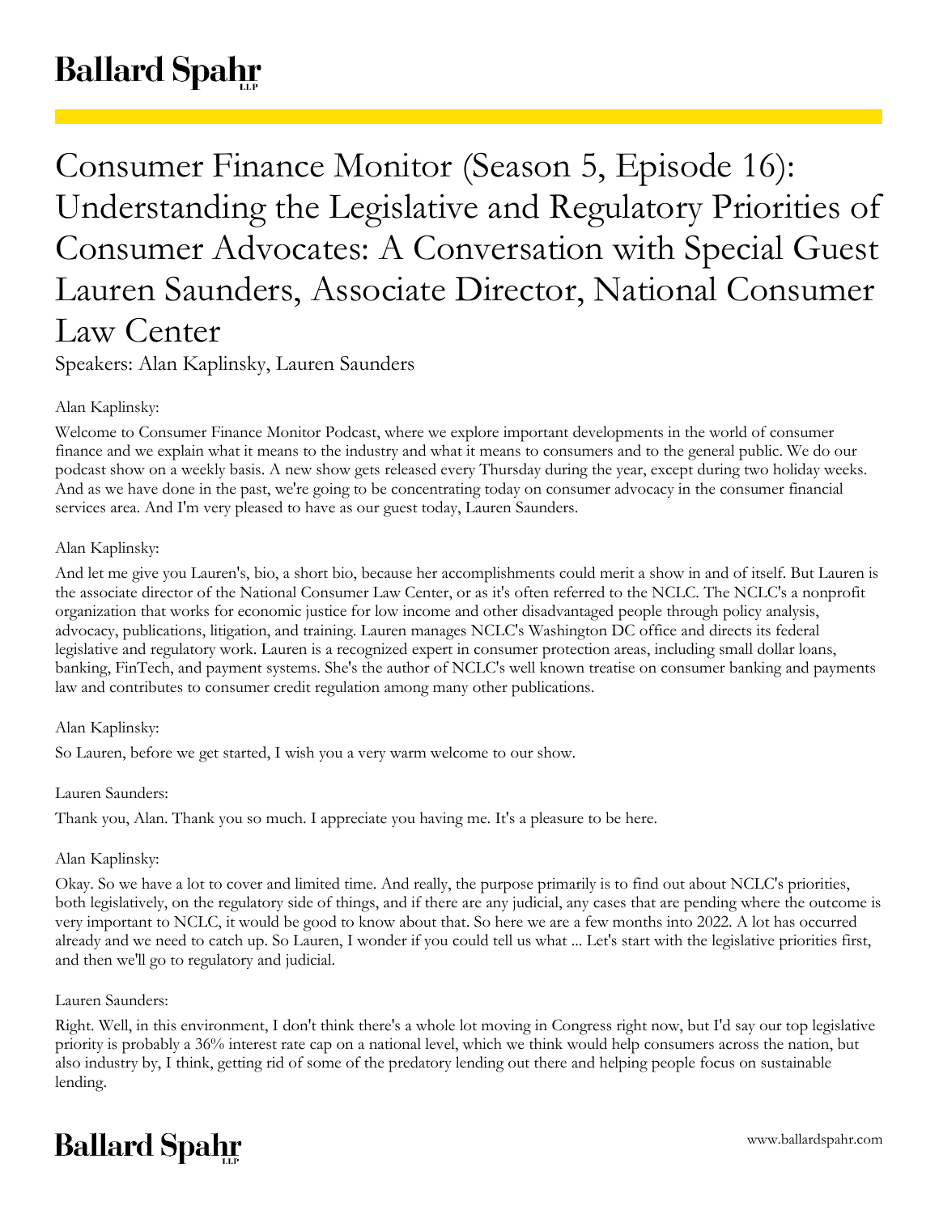# Consumer Finance Monitor (Season 5, Episode 16): Understanding the Legislative and Regulatory Priorities of Consumer Advocates: A Conversation with Special Guest Lauren Saunders, Associate Director, National Consumer Law Center

Speakers: Alan Kaplinsky, Lauren Saunders

Alan Kaplinsky:

Welcome to Consumer Finance Monitor Podcast, where we explore important developments in the world of consumer finance and we explain what it means to the industry and what it means to consumers and to the general public. We do our podcast show on a weekly basis. A new show gets released every Thursday during the year, except during two holiday weeks. And as we have done in the past, we're going to be concentrating today on consumer advocacy in the consumer financial services area. And I'm very pleased to have as our guest today, Lauren Saunders.

Alan Kaplinsky:

And let me give you Lauren's, bio, a short bio, because her accomplishments could merit a show in and of itself. But Lauren is the associate director of the National Consumer Law Center, or as it's often referred to the NCLC. The NCLC's a nonprofit organization that works for economic justice for low income and other disadvantaged people through policy analysis, advocacy, publications, litigation, and training. Lauren manages NCLC's Washington DC office and directs its federal legislative and regulatory work. Lauren is a recognized expert in consumer protection areas, including small dollar loans, banking, FinTech, and payment systems. She's the author of NCLC's well known treatise on consumer banking and payments law and contributes to consumer credit regulation among many other publications.

Alan Kaplinsky:

So Lauren, before we get started, I wish you a very warm welcome to our show.

Lauren Saunders:

Thank you, Alan. Thank you so much. I appreciate you having me. It's a pleasure to be here.

Alan Kaplinsky:

Okay. So we have a lot to cover and limited time. And really, the purpose primarily is to find out about NCLC's priorities, both legislatively, on the regulatory side of things, and if there are any judicial, any cases that are pending where the outcome is very important to NCLC, it would be good to know about that. So here we are a few months into 2022. A lot has occurred already and we need to catch up. So Lauren, I wonder if you could tell us what ... Let's start with the legislative priorities first, and then we'll go to regulatory and judicial.

Lauren Saunders:

Right. Well, in this environment, I don't think there's a whole lot moving in Congress right now, but I'd say our top legislative priority is probably a 36% interest rate cap on a national level, which we think would help consumers across the nation, but also industry by, I think, getting rid of some of the predatory lending out there and helping people focus on sustainable lending.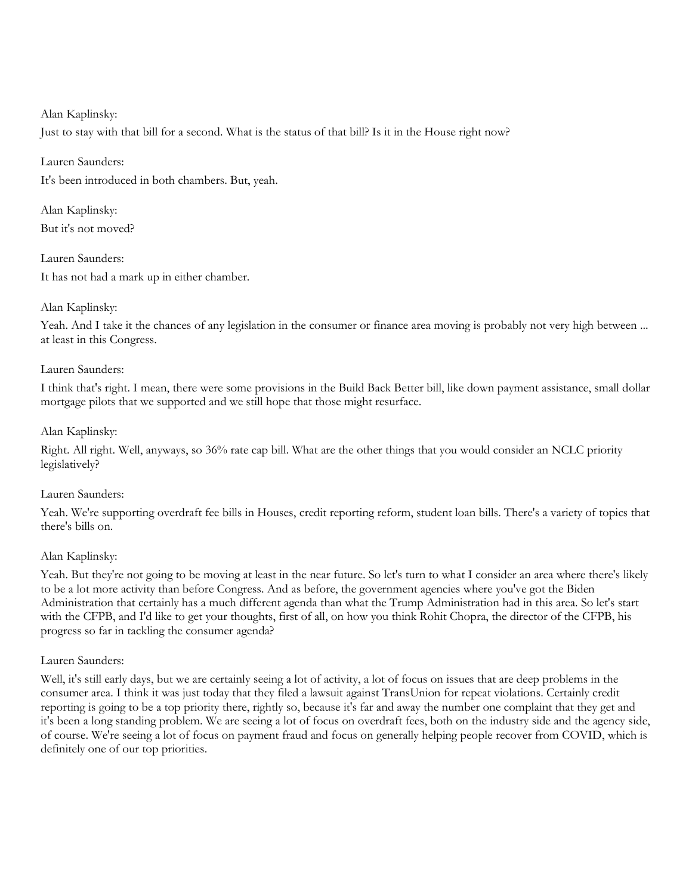Alan Kaplinsky:
Just to stay with that bill for a second. What is the status of that bill? Is it in the House right now?

Lauren Saunders:
It's been introduced in both chambers. But, yeah.

Alan Kaplinsky:
But it's not moved?

Lauren Saunders:
It has not had a mark up in either chamber.

Alan Kaplinsky:
Yeah. And I take it the chances of any legislation in the consumer or finance area moving is probably not very high between ... at least in this Congress.

Lauren Saunders:
I think that's right. I mean, there were some provisions in the Build Back Better bill, like down payment assistance, small dollar mortgage pilots that we supported and we still hope that those might resurface.

Alan Kaplinsky:
Right. All right. Well, anyways, so 36% rate cap bill. What are the other things that you would consider an NCLC priority legislatively?

Lauren Saunders:
Yeah. We're supporting overdraft fee bills in Houses, credit reporting reform, student loan bills. There's a variety of topics that there's bills on.

Alan Kaplinsky:
Yeah. But they're not going to be moving at least in the near future. So let's turn to what I consider an area where there's likely to be a lot more activity than before Congress. And as before, the government agencies where you've got the Biden Administration that certainly has a much different agenda than what the Trump Administration had in this area. So let's start with the CFPB, and I'd like to get your thoughts, first of all, on how you think Rohit Chopra, the director of the CFPB, his progress so far in tackling the consumer agenda?

Lauren Saunders:
Well, it's still early days, but we are certainly seeing a lot of activity, a lot of focus on issues that are deep problems in the consumer area. I think it was just today that they filed a lawsuit against TransUnion for repeat violations. Certainly credit reporting is going to be a top priority there, rightly so, because it's far and away the number one complaint that they get and it's been a long standing problem. We are seeing a lot of focus on overdraft fees, both on the industry side and the agency side, of course. We're seeing a lot of focus on payment fraud and focus on generally helping people recover from COVID, which is definitely one of our top priorities.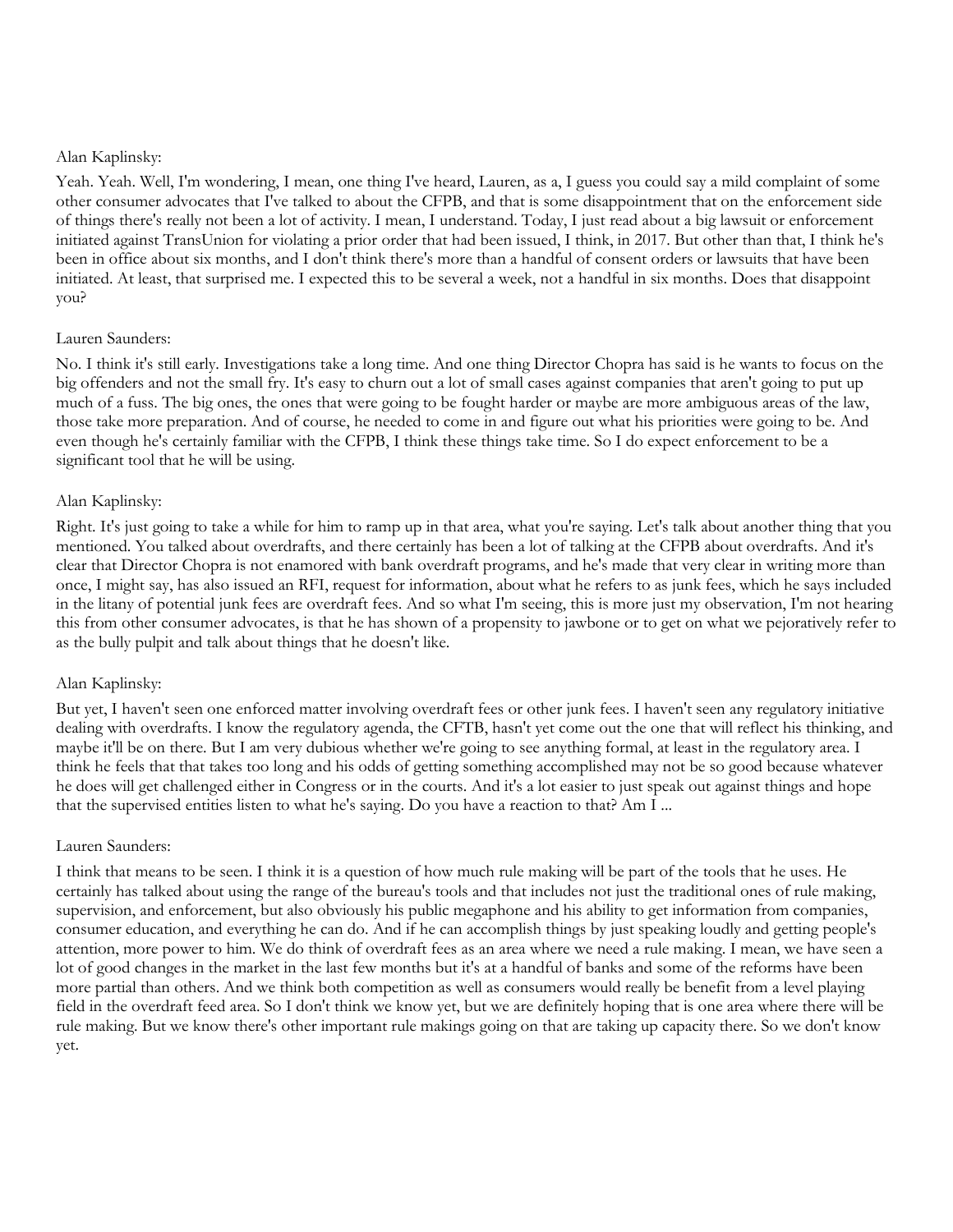Alan Kaplinsky:

Yeah. Yeah. Well, I'm wondering, I mean, one thing I've heard, Lauren, as a, I guess you could say a mild complaint of some other consumer advocates that I've talked to about the CFPB, and that is some disappointment that on the enforcement side of things there's really not been a lot of activity. I mean, I understand. Today, I just read about a big lawsuit or enforcement initiated against TransUnion for violating a prior order that had been issued, I think, in 2017. But other than that, I think he's been in office about six months, and I don't think there's more than a handful of consent orders or lawsuits that have been initiated. At least, that surprised me. I expected this to be several a week, not a handful in six months. Does that disappoint you?

Lauren Saunders:

No. I think it's still early. Investigations take a long time. And one thing Director Chopra has said is he wants to focus on the big offenders and not the small fry. It's easy to churn out a lot of small cases against companies that aren't going to put up much of a fuss. The big ones, the ones that were going to be fought harder or maybe are more ambiguous areas of the law, those take more preparation. And of course, he needed to come in and figure out what his priorities were going to be. And even though he's certainly familiar with the CFPB, I think these things take time. So I do expect enforcement to be a significant tool that he will be using.

Alan Kaplinsky:

Right. It's just going to take a while for him to ramp up in that area, what you're saying. Let's talk about another thing that you mentioned. You talked about overdrafts, and there certainly has been a lot of talking at the CFPB about overdrafts. And it's clear that Director Chopra is not enamored with bank overdraft programs, and he's made that very clear in writing more than once, I might say, has also issued an RFI, request for information, about what he refers to as junk fees, which he says included in the litany of potential junk fees are overdraft fees. And so what I'm seeing, this is more just my observation, I'm not hearing this from other consumer advocates, is that he has shown of a propensity to jawbone or to get on what we pejoratively refer to as the bully pulpit and talk about things that he doesn't like.

Alan Kaplinsky:

But yet, I haven't seen one enforced matter involving overdraft fees or other junk fees. I haven't seen any regulatory initiative dealing with overdrafts. I know the regulatory agenda, the CFTB, hasn't yet come out the one that will reflect his thinking, and maybe it'll be on there. But I am very dubious whether we're going to see anything formal, at least in the regulatory area. I think he feels that that takes too long and his odds of getting something accomplished may not be so good because whatever he does will get challenged either in Congress or in the courts. And it's a lot easier to just speak out against things and hope that the supervised entities listen to what he's saying. Do you have a reaction to that? Am I ...

Lauren Saunders:

I think that means to be seen. I think it is a question of how much rule making will be part of the tools that he uses. He certainly has talked about using the range of the bureau's tools and that includes not just the traditional ones of rule making, supervision, and enforcement, but also obviously his public megaphone and his ability to get information from companies, consumer education, and everything he can do. And if he can accomplish things by just speaking loudly and getting people's attention, more power to him. We do think of overdraft fees as an area where we need a rule making. I mean, we have seen a lot of good changes in the market in the last few months but it's at a handful of banks and some of the reforms have been more partial than others. And we think both competition as well as consumers would really be benefit from a level playing field in the overdraft feed area. So I don't think we know yet, but we are definitely hoping that is one area where there will be rule making. But we know there's other important rule makings going on that are taking up capacity there. So we don't know yet.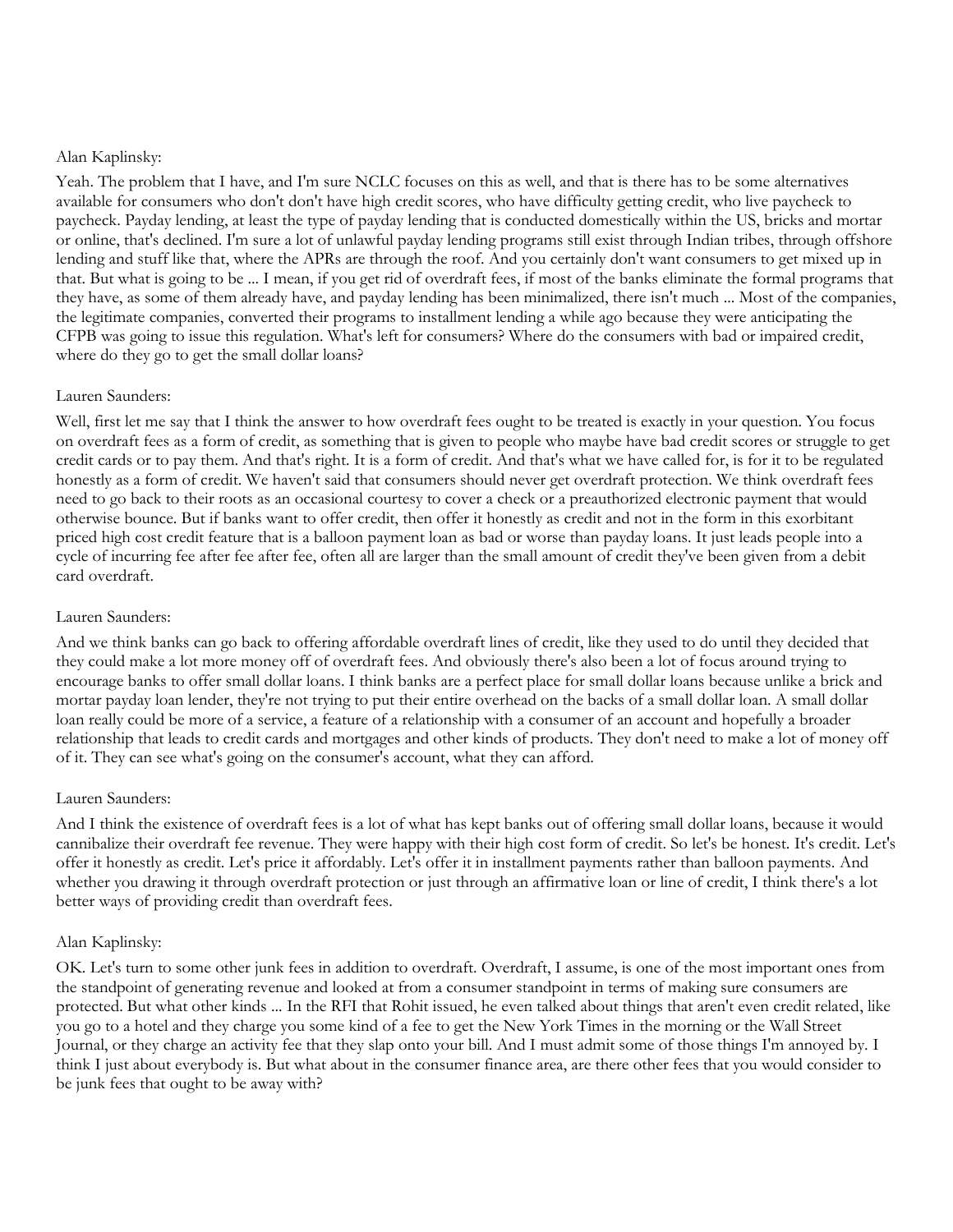Alan Kaplinsky:

Yeah. The problem that I have, and I'm sure NCLC focuses on this as well, and that is there has to be some alternatives available for consumers who don't don't have high credit scores, who have difficulty getting credit, who live paycheck to paycheck. Payday lending, at least the type of payday lending that is conducted domestically within the US, bricks and mortar or online, that's declined. I'm sure a lot of unlawful payday lending programs still exist through Indian tribes, through offshore lending and stuff like that, where the APRs are through the roof. And you certainly don't want consumers to get mixed up in that. But what is going to be ... I mean, if you get rid of overdraft fees, if most of the banks eliminate the formal programs that they have, as some of them already have, and payday lending has been minimalized, there isn't much ... Most of the companies, the legitimate companies, converted their programs to installment lending a while ago because they were anticipating the CFPB was going to issue this regulation. What's left for consumers? Where do the consumers with bad or impaired credit, where do they go to get the small dollar loans?

Lauren Saunders:

Well, first let me say that I think the answer to how overdraft fees ought to be treated is exactly in your question. You focus on overdraft fees as a form of credit, as something that is given to people who maybe have bad credit scores or struggle to get credit cards or to pay them. And that's right. It is a form of credit. And that's what we have called for, is for it to be regulated honestly as a form of credit. We haven't said that consumers should never get overdraft protection. We think overdraft fees need to go back to their roots as an occasional courtesy to cover a check or a preauthorized electronic payment that would otherwise bounce. But if banks want to offer credit, then offer it honestly as credit and not in the form in this exorbitant priced high cost credit feature that is a balloon payment loan as bad or worse than payday loans. It just leads people into a cycle of incurring fee after fee after fee, often all are larger than the small amount of credit they've been given from a debit card overdraft.

Lauren Saunders:

And we think banks can go back to offering affordable overdraft lines of credit, like they used to do until they decided that they could make a lot more money off of overdraft fees. And obviously there's also been a lot of focus around trying to encourage banks to offer small dollar loans. I think banks are a perfect place for small dollar loans because unlike a brick and mortar payday loan lender, they're not trying to put their entire overhead on the backs of a small dollar loan. A small dollar loan really could be more of a service, a feature of a relationship with a consumer of an account and hopefully a broader relationship that leads to credit cards and mortgages and other kinds of products. They don't need to make a lot of money off of it. They can see what's going on the consumer's account, what they can afford.

Lauren Saunders:

And I think the existence of overdraft fees is a lot of what has kept banks out of offering small dollar loans, because it would cannibalize their overdraft fee revenue. They were happy with their high cost form of credit. So let's be honest. It's credit. Let's offer it honestly as credit. Let's price it affordably. Let's offer it in installment payments rather than balloon payments. And whether you drawing it through overdraft protection or just through an affirmative loan or line of credit, I think there's a lot better ways of providing credit than overdraft fees.

Alan Kaplinsky:

OK. Let's turn to some other junk fees in addition to overdraft. Overdraft, I assume, is one of the most important ones from the standpoint of generating revenue and looked at from a consumer standpoint in terms of making sure consumers are protected. But what other kinds ... In the RFI that Rohit issued, he even talked about things that aren't even credit related, like you go to a hotel and they charge you some kind of a fee to get the New York Times in the morning or the Wall Street Journal, or they charge an activity fee that they slap onto your bill. And I must admit some of those things I'm annoyed by. I think I just about everybody is. But what about in the consumer finance area, are there other fees that you would consider to be junk fees that ought to be away with?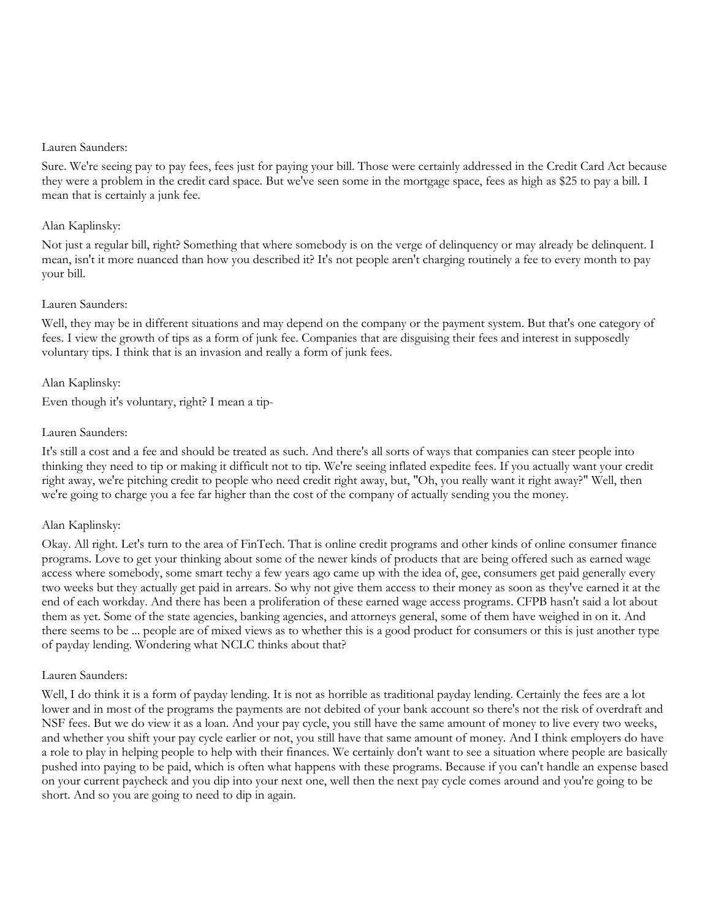Lauren Saunders:

Sure. We're seeing pay to pay fees, fees just for paying your bill. Those were certainly addressed in the Credit Card Act because they were a problem in the credit card space. But we've seen some in the mortgage space, fees as high as $25 to pay a bill. I mean that is certainly a junk fee.

Alan Kaplinsky:

Not just a regular bill, right? Something that where somebody is on the verge of delinquency or may already be delinquent. I mean, isn't it more nuanced than how you described it? It's not people aren't charging routinely a fee to every month to pay your bill.

Lauren Saunders:

Well, they may be in different situations and may depend on the company or the payment system. But that's one category of fees. I view the growth of tips as a form of junk fee. Companies that are disguising their fees and interest in supposedly voluntary tips. I think that is an invasion and really a form of junk fees.

Alan Kaplinsky:

Even though it's voluntary, right? I mean a tip-

Lauren Saunders:

It's still a cost and a fee and should be treated as such. And there's all sorts of ways that companies can steer people into thinking they need to tip or making it difficult not to tip. We're seeing inflated expedite fees. If you actually want your credit right away, we're pitching credit to people who need credit right away, but, "Oh, you really want it right away?" Well, then we're going to charge you a fee far higher than the cost of the company of actually sending you the money.

Alan Kaplinsky:

Okay. All right. Let's turn to the area of FinTech. That is online credit programs and other kinds of online consumer finance programs. Love to get your thinking about some of the newer kinds of products that are being offered such as earned wage access where somebody, some smart techy a few years ago came up with the idea of, gee, consumers get paid generally every two weeks but they actually get paid in arrears. So why not give them access to their money as soon as they've earned it at the end of each workday. And there has been a proliferation of these earned wage access programs. CFPB hasn't said a lot about them as yet. Some of the state agencies, banking agencies, and attorneys general, some of them have weighed in on it. And there seems to be ... people are of mixed views as to whether this is a good product for consumers or this is just another type of payday lending. Wondering what NCLC thinks about that?

Lauren Saunders:

Well, I do think it is a form of payday lending. It is not as horrible as traditional payday lending. Certainly the fees are a lot lower and in most of the programs the payments are not debited of your bank account so there's not the risk of overdraft and NSF fees. But we do view it as a loan. And your pay cycle, you still have the same amount of money to live every two weeks, and whether you shift your pay cycle earlier or not, you still have that same amount of money. And I think employers do have a role to play in helping people to help with their finances. We certainly don't want to see a situation where people are basically pushed into paying to be paid, which is often what happens with these programs. Because if you can't handle an expense based on your current paycheck and you dip into your next one, well then the next pay cycle comes around and you're going to be short. And so you are going to need to dip in again.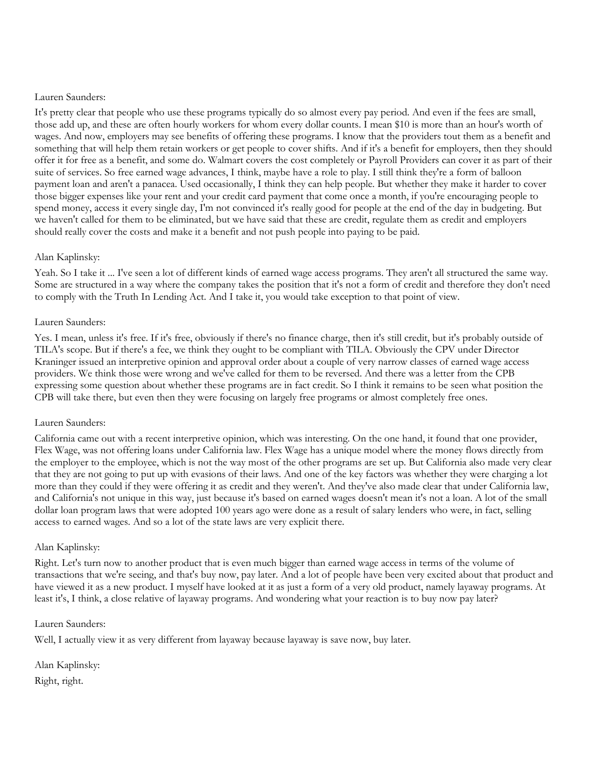Lauren Saunders:

It's pretty clear that people who use these programs typically do so almost every pay period. And even if the fees are small, those add up, and these are often hourly workers for whom every dollar counts. I mean $10 is more than an hour's worth of wages. And now, employers may see benefits of offering these programs. I know that the providers tout them as a benefit and something that will help them retain workers or get people to cover shifts. And if it's a benefit for employers, then they should offer it for free as a benefit, and some do. Walmart covers the cost completely or Payroll Providers can cover it as part of their suite of services. So free earned wage advances, I think, maybe have a role to play. I still think they're a form of balloon payment loan and aren't a panacea. Used occasionally, I think they can help people. But whether they make it harder to cover those bigger expenses like your rent and your credit card payment that come once a month, if you're encouraging people to spend money, access it every single day, I'm not convinced it's really good for people at the end of the day in budgeting. But we haven't called for them to be eliminated, but we have said that these are credit, regulate them as credit and employers should really cover the costs and make it a benefit and not push people into paying to be paid.

Alan Kaplinsky:

Yeah. So I take it ... I've seen a lot of different kinds of earned wage access programs. They aren't all structured the same way. Some are structured in a way where the company takes the position that it's not a form of credit and therefore they don't need to comply with the Truth In Lending Act. And I take it, you would take exception to that point of view.

Lauren Saunders:

Yes. I mean, unless it's free. If it's free, obviously if there's no finance charge, then it's still credit, but it's probably outside of TILA's scope. But if there's a fee, we think they ought to be compliant with TILA. Obviously the CPV under Director Kraninger issued an interpretive opinion and approval order about a couple of very narrow classes of earned wage access providers. We think those were wrong and we've called for them to be reversed. And there was a letter from the CPB expressing some question about whether these programs are in fact credit. So I think it remains to be seen what position the CPB will take there, but even then they were focusing on largely free programs or almost completely free ones.

Lauren Saunders:

California came out with a recent interpretive opinion, which was interesting. On the one hand, it found that one provider, Flex Wage, was not offering loans under California law. Flex Wage has a unique model where the money flows directly from the employer to the employee, which is not the way most of the other programs are set up. But California also made very clear that they are not going to put up with evasions of their laws. And one of the key factors was whether they were charging a lot more than they could if they were offering it as credit and they weren't. And they've also made clear that under California law, and California's not unique in this way, just because it's based on earned wages doesn't mean it's not a loan. A lot of the small dollar loan program laws that were adopted 100 years ago were done as a result of salary lenders who were, in fact, selling access to earned wages. And so a lot of the state laws are very explicit there.

Alan Kaplinsky:

Right. Let's turn now to another product that is even much bigger than earned wage access in terms of the volume of transactions that we're seeing, and that's buy now, pay later. And a lot of people have been very excited about that product and have viewed it as a new product. I myself have looked at it as just a form of a very old product, namely layaway programs. At least it's, I think, a close relative of layaway programs. And wondering what your reaction is to buy now pay later?

Lauren Saunders:

Well, I actually view it as very different from layaway because layaway is save now, buy later.

Alan Kaplinsky:

Right, right.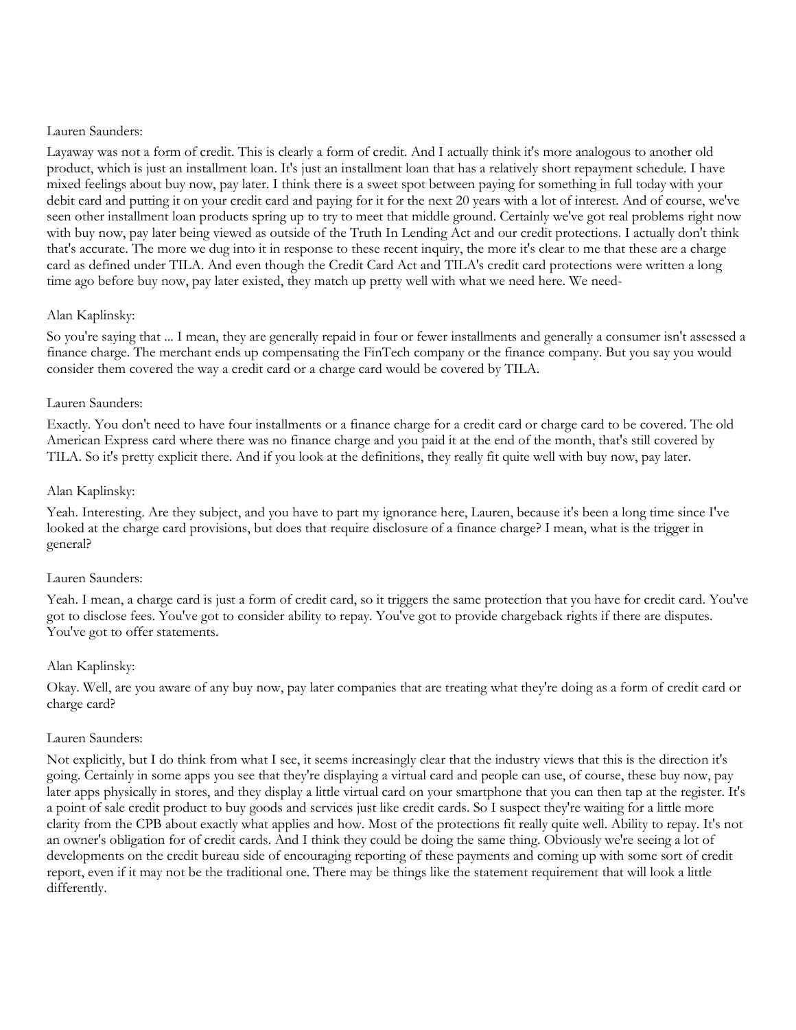Lauren Saunders:

Layaway was not a form of credit. This is clearly a form of credit. And I actually think it's more analogous to another old product, which is just an installment loan. It's just an installment loan that has a relatively short repayment schedule. I have mixed feelings about buy now, pay later. I think there is a sweet spot between paying for something in full today with your debit card and putting it on your credit card and paying for it for the next 20 years with a lot of interest. And of course, we've seen other installment loan products spring up to try to meet that middle ground. Certainly we've got real problems right now with buy now, pay later being viewed as outside of the Truth In Lending Act and our credit protections. I actually don't think that's accurate. The more we dug into it in response to these recent inquiry, the more it's clear to me that these are a charge card as defined under TILA. And even though the Credit Card Act and TILA's credit card protections were written a long time ago before buy now, pay later existed, they match up pretty well with what we need here. We need-

Alan Kaplinsky:

So you're saying that ... I mean, they are generally repaid in four or fewer installments and generally a consumer isn't assessed a finance charge. The merchant ends up compensating the FinTech company or the finance company. But you say you would consider them covered the way a credit card or a charge card would be covered by TILA.

Lauren Saunders:

Exactly. You don't need to have four installments or a finance charge for a credit card or charge card to be covered. The old American Express card where there was no finance charge and you paid it at the end of the month, that's still covered by TILA. So it's pretty explicit there. And if you look at the definitions, they really fit quite well with buy now, pay later.

Alan Kaplinsky:

Yeah. Interesting. Are they subject, and you have to part my ignorance here, Lauren, because it's been a long time since I've looked at the charge card provisions, but does that require disclosure of a finance charge? I mean, what is the trigger in general?

Lauren Saunders:

Yeah. I mean, a charge card is just a form of credit card, so it triggers the same protection that you have for credit card. You've got to disclose fees. You've got to consider ability to repay. You've got to provide chargeback rights if there are disputes. You've got to offer statements.

Alan Kaplinsky:

Okay. Well, are you aware of any buy now, pay later companies that are treating what they're doing as a form of credit card or charge card?

Lauren Saunders:

Not explicitly, but I do think from what I see, it seems increasingly clear that the industry views that this is the direction it's going. Certainly in some apps you see that they're displaying a virtual card and people can use, of course, these buy now, pay later apps physically in stores, and they display a little virtual card on your smartphone that you can then tap at the register. It's a point of sale credit product to buy goods and services just like credit cards. So I suspect they're waiting for a little more clarity from the CPB about exactly what applies and how. Most of the protections fit really quite well. Ability to repay. It's not an owner's obligation for of credit cards. And I think they could be doing the same thing. Obviously we're seeing a lot of developments on the credit bureau side of encouraging reporting of these payments and coming up with some sort of credit report, even if it may not be the traditional one. There may be things like the statement requirement that will look a little differently.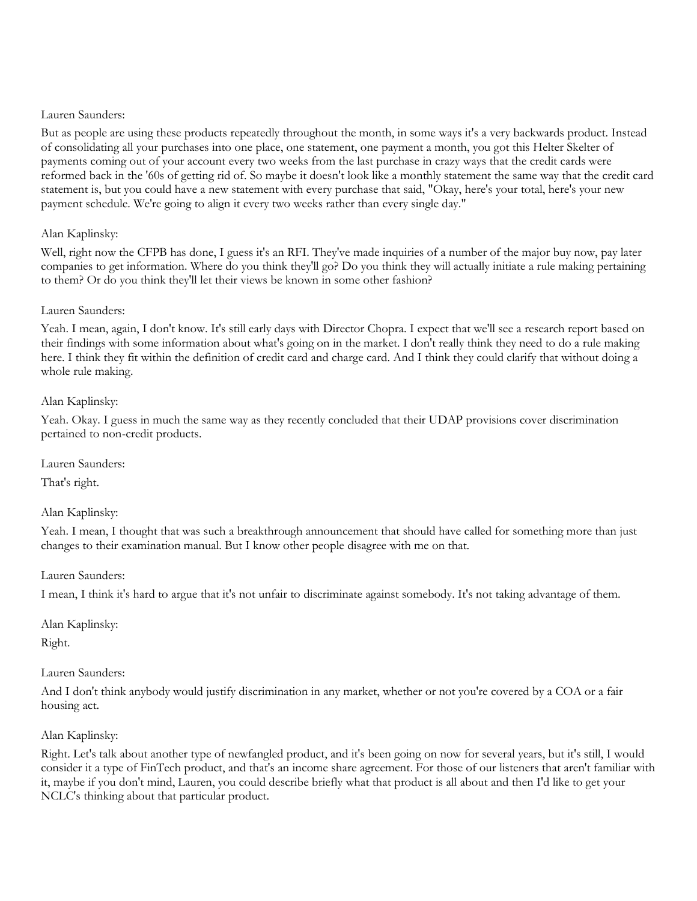Lauren Saunders:

But as people are using these products repeatedly throughout the month, in some ways it's a very backwards product. Instead of consolidating all your purchases into one place, one statement, one payment a month, you got this Helter Skelter of payments coming out of your account every two weeks from the last purchase in crazy ways that the credit cards were reformed back in the '60s of getting rid of. So maybe it doesn't look like a monthly statement the same way that the credit card statement is, but you could have a new statement with every purchase that said, "Okay, here's your total, here's your new payment schedule. We're going to align it every two weeks rather than every single day."

Alan Kaplinsky:

Well, right now the CFPB has done, I guess it's an RFI. They've made inquiries of a number of the major buy now, pay later companies to get information. Where do you think they'll go? Do you think they will actually initiate a rule making pertaining to them? Or do you think they'll let their views be known in some other fashion?

Lauren Saunders:

Yeah. I mean, again, I don't know. It's still early days with Director Chopra. I expect that we'll see a research report based on their findings with some information about what's going on in the market. I don't really think they need to do a rule making here. I think they fit within the definition of credit card and charge card. And I think they could clarify that without doing a whole rule making.

Alan Kaplinsky:

Yeah. Okay. I guess in much the same way as they recently concluded that their UDAP provisions cover discrimination pertained to non-credit products.

Lauren Saunders:

That's right.

Alan Kaplinsky:

Yeah. I mean, I thought that was such a breakthrough announcement that should have called for something more than just changes to their examination manual. But I know other people disagree with me on that.

Lauren Saunders:

I mean, I think it's hard to argue that it's not unfair to discriminate against somebody. It's not taking advantage of them.

Alan Kaplinsky:

Right.

Lauren Saunders:

And I don't think anybody would justify discrimination in any market, whether or not you're covered by a COA or a fair housing act.

Alan Kaplinsky:

Right. Let's talk about another type of newfangled product, and it's been going on now for several years, but it's still, I would consider it a type of FinTech product, and that's an income share agreement. For those of our listeners that aren't familiar with it, maybe if you don't mind, Lauren, you could describe briefly what that product is all about and then I'd like to get your NCLC's thinking about that particular product.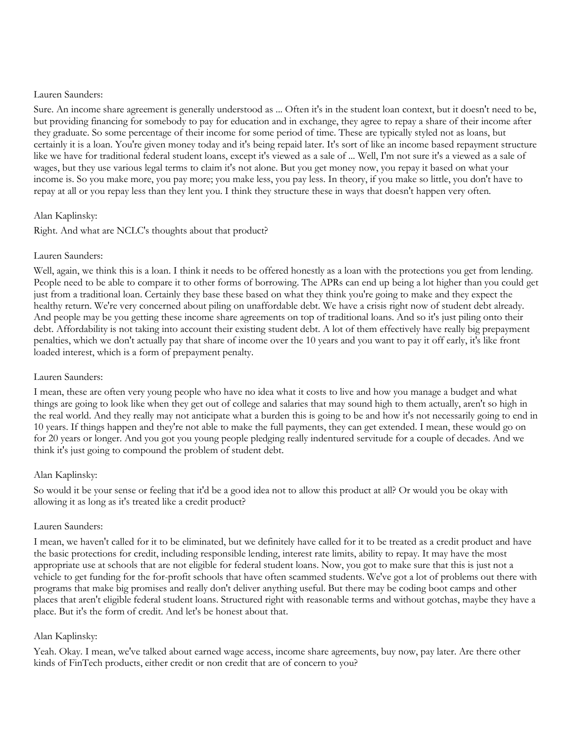Lauren Saunders:

Sure. An income share agreement is generally understood as ... Often it's in the student loan context, but it doesn't need to be, but providing financing for somebody to pay for education and in exchange, they agree to repay a share of their income after they graduate. So some percentage of their income for some period of time. These are typically styled not as loans, but certainly it is a loan. You're given money today and it's being repaid later. It's sort of like an income based repayment structure like we have for traditional federal student loans, except it's viewed as a sale of ... Well, I'm not sure it's a viewed as a sale of wages, but they use various legal terms to claim it's not alone. But you get money now, you repay it based on what your income is. So you make more, you pay more; you make less, you pay less. In theory, if you make so little, you don't have to repay at all or you repay less than they lent you. I think they structure these in ways that doesn't happen very often.

Alan Kaplinsky:

Right. And what are NCLC's thoughts about that product?

Lauren Saunders:

Well, again, we think this is a loan. I think it needs to be offered honestly as a loan with the protections you get from lending. People need to be able to compare it to other forms of borrowing. The APRs can end up being a lot higher than you could get just from a traditional loan. Certainly they base these based on what they think you're going to make and they expect the healthy return. We're very concerned about piling on unaffordable debt. We have a crisis right now of student debt already. And people may be you getting these income share agreements on top of traditional loans. And so it's just piling onto their debt. Affordability is not taking into account their existing student debt. A lot of them effectively have really big prepayment penalties, which we don't actually pay that share of income over the 10 years and you want to pay it off early, it's like front loaded interest, which is a form of prepayment penalty.

Lauren Saunders:

I mean, these are often very young people who have no idea what it costs to live and how you manage a budget and what things are going to look like when they get out of college and salaries that may sound high to them actually, aren't so high in the real world. And they really may not anticipate what a burden this is going to be and how it's not necessarily going to end in 10 years. If things happen and they're not able to make the full payments, they can get extended. I mean, these would go on for 20 years or longer. And you got you young people pledging really indentured servitude for a couple of decades. And we think it's just going to compound the problem of student debt.

Alan Kaplinsky:

So would it be your sense or feeling that it'd be a good idea not to allow this product at all? Or would you be okay with allowing it as long as it's treated like a credit product?

Lauren Saunders:

I mean, we haven't called for it to be eliminated, but we definitely have called for it to be treated as a credit product and have the basic protections for credit, including responsible lending, interest rate limits, ability to repay. It may have the most appropriate use at schools that are not eligible for federal student loans. Now, you got to make sure that this is just not a vehicle to get funding for the for-profit schools that have often scammed students. We've got a lot of problems out there with programs that make big promises and really don't deliver anything useful. But there may be coding boot camps and other places that aren't eligible federal student loans. Structured right with reasonable terms and without gotchas, maybe they have a place. But it's the form of credit. And let's be honest about that.

Alan Kaplinsky:

Yeah. Okay. I mean, we've talked about earned wage access, income share agreements, buy now, pay later. Are there other kinds of FinTech products, either credit or non credit that are of concern to you?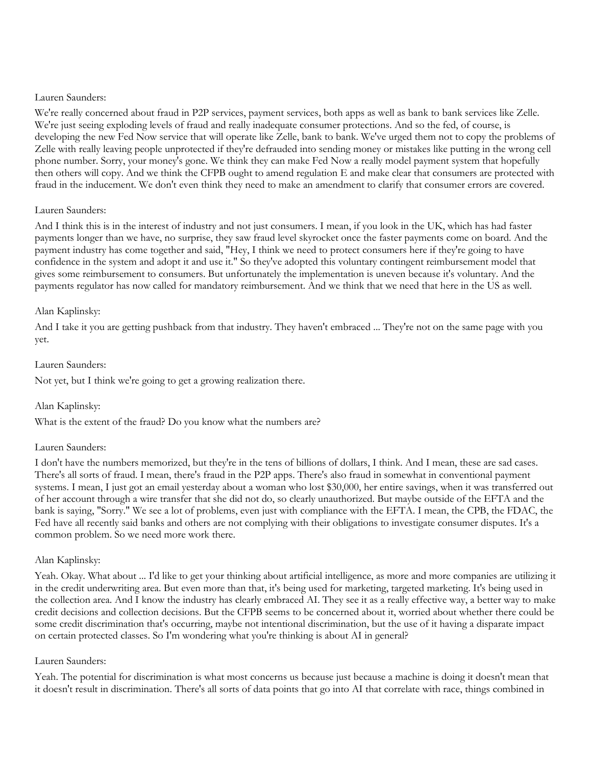Lauren Saunders:

We're really concerned about fraud in P2P services, payment services, both apps as well as bank to bank services like Zelle. We're just seeing exploding levels of fraud and really inadequate consumer protections. And so the fed, of course, is developing the new Fed Now service that will operate like Zelle, bank to bank. We've urged them not to copy the problems of Zelle with really leaving people unprotected if they're defrauded into sending money or mistakes like putting in the wrong cell phone number. Sorry, your money's gone. We think they can make Fed Now a really model payment system that hopefully then others will copy. And we think the CFPB ought to amend regulation E and make clear that consumers are protected with fraud in the inducement. We don't even think they need to make an amendment to clarify that consumer errors are covered.

Lauren Saunders:

And I think this is in the interest of industry and not just consumers. I mean, if you look in the UK, which has had faster payments longer than we have, no surprise, they saw fraud level skyrocket once the faster payments come on board. And the payment industry has come together and said, "Hey, I think we need to protect consumers here if they're going to have confidence in the system and adopt it and use it." So they've adopted this voluntary contingent reimbursement model that gives some reimbursement to consumers. But unfortunately the implementation is uneven because it's voluntary. And the payments regulator has now called for mandatory reimbursement. And we think that we need that here in the US as well.

Alan Kaplinsky:

And I take it you are getting pushback from that industry. They haven't embraced ... They're not on the same page with you yet.

Lauren Saunders:

Not yet, but I think we're going to get a growing realization there.

Alan Kaplinsky:

What is the extent of the fraud? Do you know what the numbers are?

Lauren Saunders:

I don't have the numbers memorized, but they're in the tens of billions of dollars, I think. And I mean, these are sad cases. There's all sorts of fraud. I mean, there's fraud in the P2P apps. There's also fraud in somewhat in conventional payment systems. I mean, I just got an email yesterday about a woman who lost $30,000, her entire savings, when it was transferred out of her account through a wire transfer that she did not do, so clearly unauthorized. But maybe outside of the EFTA and the bank is saying, "Sorry." We see a lot of problems, even just with compliance with the EFTA. I mean, the CPB, the FDAC, the Fed have all recently said banks and others are not complying with their obligations to investigate consumer disputes. It's a common problem. So we need more work there.

Alan Kaplinsky:

Yeah. Okay. What about ... I'd like to get your thinking about artificial intelligence, as more and more companies are utilizing it in the credit underwriting area. But even more than that, it's being used for marketing, targeted marketing. It's being used in the collection area. And I know the industry has clearly embraced AI. They see it as a really effective way, a better way to make credit decisions and collection decisions. But the CFPB seems to be concerned about it, worried about whether there could be some credit discrimination that's occurring, maybe not intentional discrimination, but the use of it having a disparate impact on certain protected classes. So I'm wondering what you're thinking is about AI in general?

Lauren Saunders:

Yeah. The potential for discrimination is what most concerns us because just because a machine is doing it doesn't mean that it doesn't result in discrimination. There's all sorts of data points that go into AI that correlate with race, things combined in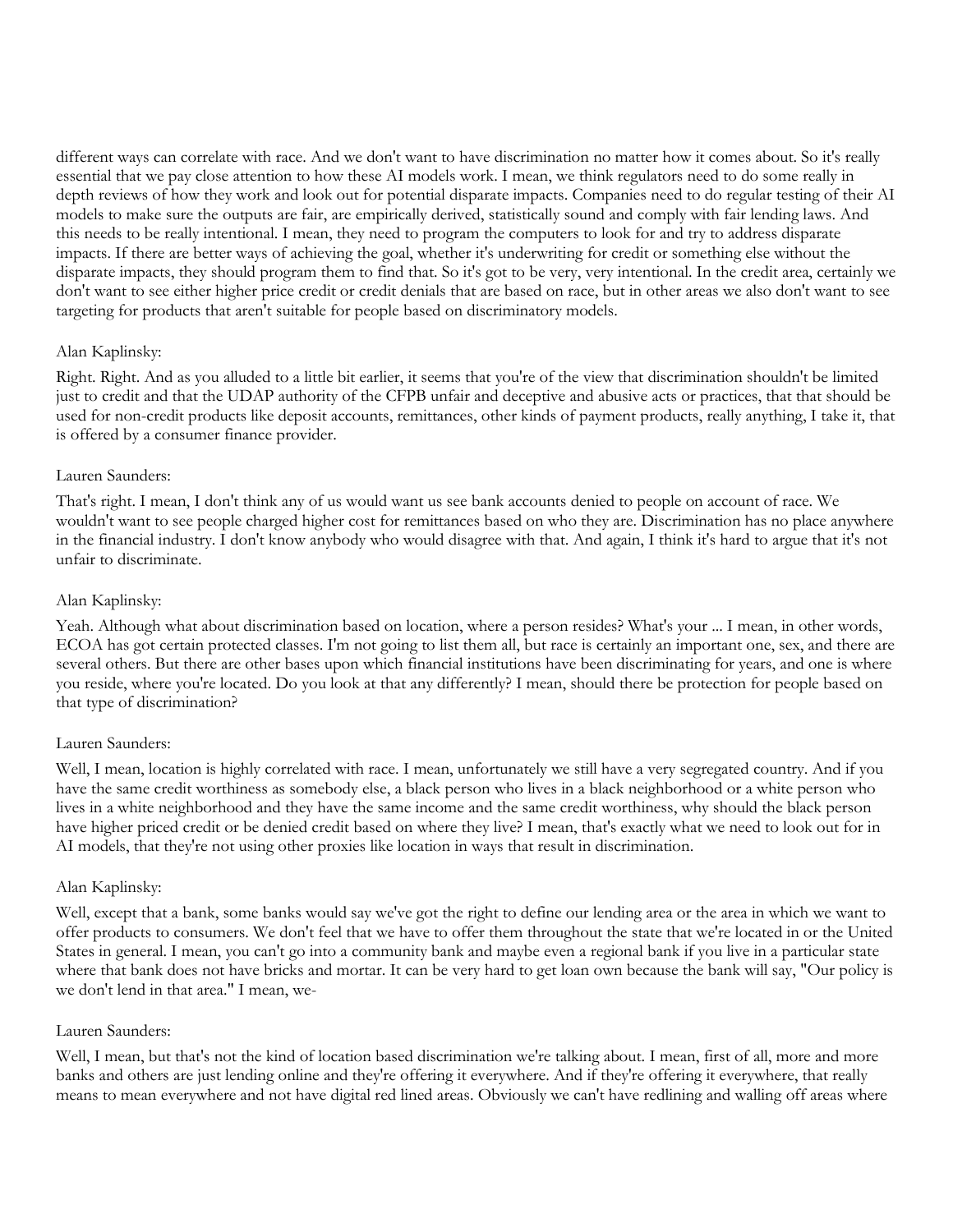different ways can correlate with race. And we don't want to have discrimination no matter how it comes about. So it's really essential that we pay close attention to how these AI models work. I mean, we think regulators need to do some really in depth reviews of how they work and look out for potential disparate impacts. Companies need to do regular testing of their AI models to make sure the outputs are fair, are empirically derived, statistically sound and comply with fair lending laws. And this needs to be really intentional. I mean, they need to program the computers to look for and try to address disparate impacts. If there are better ways of achieving the goal, whether it's underwriting for credit or something else without the disparate impacts, they should program them to find that. So it's got to be very, very intentional. In the credit area, certainly we don't want to see either higher price credit or credit denials that are based on race, but in other areas we also don't want to see targeting for products that aren't suitable for people based on discriminatory models.

Alan Kaplinsky:

Right. Right. And as you alluded to a little bit earlier, it seems that you're of the view that discrimination shouldn't be limited just to credit and that the UDAP authority of the CFPB unfair and deceptive and abusive acts or practices, that that should be used for non-credit products like deposit accounts, remittances, other kinds of payment products, really anything, I take it, that is offered by a consumer finance provider.

Lauren Saunders:

That's right. I mean, I don't think any of us would want us see bank accounts denied to people on account of race. We wouldn't want to see people charged higher cost for remittances based on who they are. Discrimination has no place anywhere in the financial industry. I don't know anybody who would disagree with that. And again, I think it's hard to argue that it's not unfair to discriminate.

Alan Kaplinsky:

Yeah. Although what about discrimination based on location, where a person resides? What's your ... I mean, in other words, ECOA has got certain protected classes. I'm not going to list them all, but race is certainly an important one, sex, and there are several others. But there are other bases upon which financial institutions have been discriminating for years, and one is where you reside, where you're located. Do you look at that any differently? I mean, should there be protection for people based on that type of discrimination?

Lauren Saunders:

Well, I mean, location is highly correlated with race. I mean, unfortunately we still have a very segregated country. And if you have the same credit worthiness as somebody else, a black person who lives in a black neighborhood or a white person who lives in a white neighborhood and they have the same income and the same credit worthiness, why should the black person have higher priced credit or be denied credit based on where they live? I mean, that's exactly what we need to look out for in AI models, that they're not using other proxies like location in ways that result in discrimination.

Alan Kaplinsky:

Well, except that a bank, some banks would say we've got the right to define our lending area or the area in which we want to offer products to consumers. We don't feel that we have to offer them throughout the state that we're located in or the United States in general. I mean, you can't go into a community bank and maybe even a regional bank if you live in a particular state where that bank does not have bricks and mortar. It can be very hard to get loan own because the bank will say, "Our policy is we don't lend in that area." I mean, we-

Lauren Saunders:

Well, I mean, but that's not the kind of location based discrimination we're talking about. I mean, first of all, more and more banks and others are just lending online and they're offering it everywhere. And if they're offering it everywhere, that really means to mean everywhere and not have digital red lined areas. Obviously we can't have redlining and walling off areas where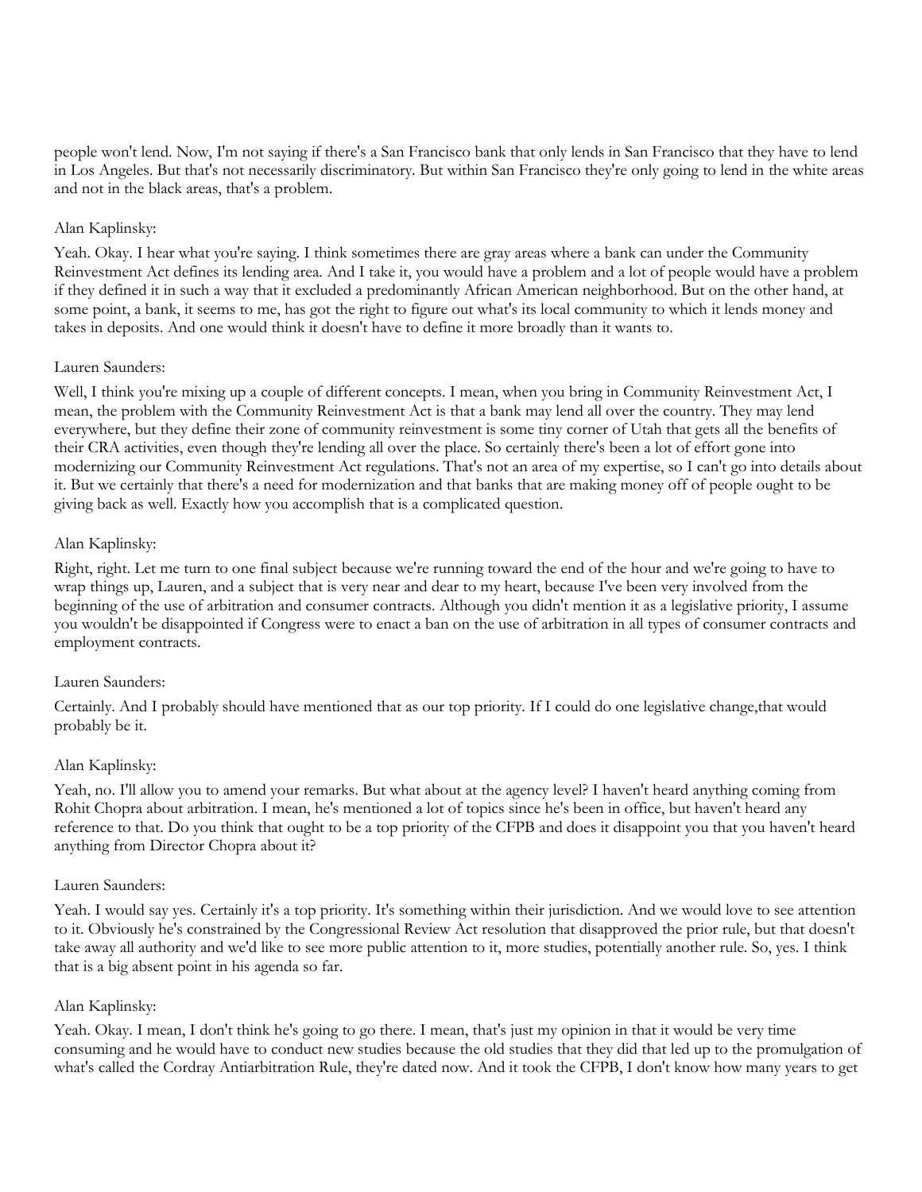people won't lend. Now, I'm not saying if there's a San Francisco bank that only lends in San Francisco that they have to lend in Los Angeles. But that's not necessarily discriminatory. But within San Francisco they're only going to lend in the white areas and not in the black areas, that's a problem.

Alan Kaplinsky:

Yeah. Okay. I hear what you're saying. I think sometimes there are gray areas where a bank can under the Community Reinvestment Act defines its lending area. And I take it, you would have a problem and a lot of people would have a problem if they defined it in such a way that it excluded a predominantly African American neighborhood. But on the other hand, at some point, a bank, it seems to me, has got the right to figure out what's its local community to which it lends money and takes in deposits. And one would think it doesn't have to define it more broadly than it wants to.

Lauren Saunders:

Well, I think you're mixing up a couple of different concepts. I mean, when you bring in Community Reinvestment Act, I mean, the problem with the Community Reinvestment Act is that a bank may lend all over the country. They may lend everywhere, but they define their zone of community reinvestment is some tiny corner of Utah that gets all the benefits of their CRA activities, even though they're lending all over the place. So certainly there's been a lot of effort gone into modernizing our Community Reinvestment Act regulations. That's not an area of my expertise, so I can't go into details about it. But we certainly that there's a need for modernization and that banks that are making money off of people ought to be giving back as well. Exactly how you accomplish that is a complicated question.

Alan Kaplinsky:

Right, right. Let me turn to one final subject because we're running toward the end of the hour and we're going to have to wrap things up, Lauren, and a subject that is very near and dear to my heart, because I've been very involved from the beginning of the use of arbitration and consumer contracts. Although you didn't mention it as a legislative priority, I assume you wouldn't be disappointed if Congress were to enact a ban on the use of arbitration in all types of consumer contracts and employment contracts.

Lauren Saunders:

Certainly. And I probably should have mentioned that as our top priority. If I could do one legislative change,that would probably be it.

Alan Kaplinsky:

Yeah, no. I'll allow you to amend your remarks. But what about at the agency level? I haven't heard anything coming from Rohit Chopra about arbitration. I mean, he's mentioned a lot of topics since he's been in office, but haven't heard any reference to that. Do you think that ought to be a top priority of the CFPB and does it disappoint you that you haven't heard anything from Director Chopra about it?

Lauren Saunders:

Yeah. I would say yes. Certainly it's a top priority. It's something within their jurisdiction. And we would love to see attention to it. Obviously he's constrained by the Congressional Review Act resolution that disapproved the prior rule, but that doesn't take away all authority and we'd like to see more public attention to it, more studies, potentially another rule. So, yes. I think that is a big absent point in his agenda so far.

Alan Kaplinsky:

Yeah. Okay. I mean, I don't think he's going to go there. I mean, that's just my opinion in that it would be very time consuming and he would have to conduct new studies because the old studies that they did that led up to the promulgation of what's called the Cordray Antiarbitration Rule, they're dated now. And it took the CFPB, I don't know how many years to get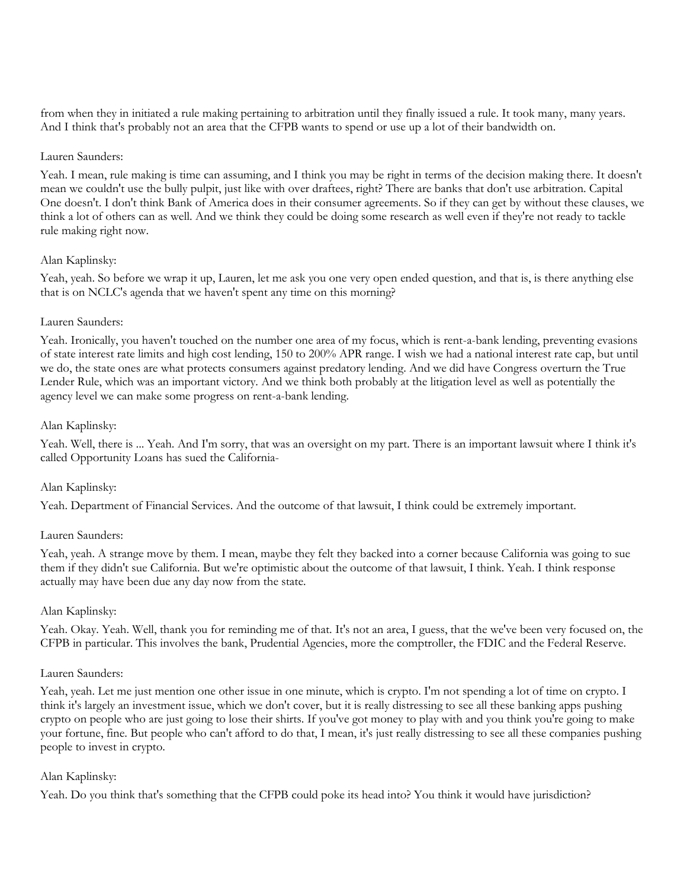from when they in initiated a rule making pertaining to arbitration until they finally issued a rule. It took many, many years. And I think that's probably not an area that the CFPB wants to spend or use up a lot of their bandwidth on.

Lauren Saunders:

Yeah. I mean, rule making is time can assuming, and I think you may be right in terms of the decision making there. It doesn't mean we couldn't use the bully pulpit, just like with over draftees, right? There are banks that don't use arbitration. Capital One doesn't. I don't think Bank of America does in their consumer agreements. So if they can get by without these clauses, we think a lot of others can as well. And we think they could be doing some research as well even if they're not ready to tackle rule making right now.

Alan Kaplinsky:

Yeah, yeah. So before we wrap it up, Lauren, let me ask you one very open ended question, and that is, is there anything else that is on NCLC's agenda that we haven't spent any time on this morning?

Lauren Saunders:

Yeah. Ironically, you haven't touched on the number one area of my focus, which is rent-a-bank lending, preventing evasions of state interest rate limits and high cost lending, 150 to 200% APR range. I wish we had a national interest rate cap, but until we do, the state ones are what protects consumers against predatory lending. And we did have Congress overturn the True Lender Rule, which was an important victory. And we think both probably at the litigation level as well as potentially the agency level we can make some progress on rent-a-bank lending.

Alan Kaplinsky:

Yeah. Well, there is ... Yeah. And I'm sorry, that was an oversight on my part. There is an important lawsuit where I think it's called Opportunity Loans has sued the California-

Alan Kaplinsky:

Yeah. Department of Financial Services. And the outcome of that lawsuit, I think could be extremely important.

Lauren Saunders:

Yeah, yeah. A strange move by them. I mean, maybe they felt they backed into a corner because California was going to sue them if they didn't sue California. But we're optimistic about the outcome of that lawsuit, I think. Yeah. I think response actually may have been due any day now from the state.

Alan Kaplinsky:

Yeah. Okay. Yeah. Well, thank you for reminding me of that. It's not an area, I guess, that the we've been very focused on, the CFPB in particular. This involves the bank, Prudential Agencies, more the comptroller, the FDIC and the Federal Reserve.

Lauren Saunders:

Yeah, yeah. Let me just mention one other issue in one minute, which is crypto. I'm not spending a lot of time on crypto. I think it's largely an investment issue, which we don't cover, but it is really distressing to see all these banking apps pushing crypto on people who are just going to lose their shirts. If you've got money to play with and you think you're going to make your fortune, fine. But people who can't afford to do that, I mean, it's just really distressing to see all these companies pushing people to invest in crypto.

Alan Kaplinsky:

Yeah. Do you think that's something that the CFPB could poke its head into? You think it would have jurisdiction?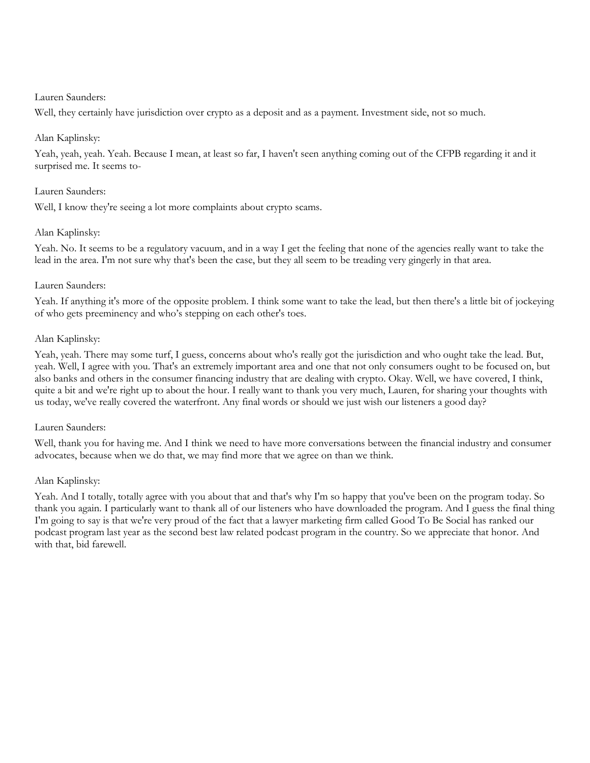Lauren Saunders:

Well, they certainly have jurisdiction over crypto as a deposit and as a payment. Investment side, not so much.

Alan Kaplinsky:

Yeah, yeah, yeah. Yeah. Because I mean, at least so far, I haven't seen anything coming out of the CFPB regarding it and it surprised me. It seems to-

Lauren Saunders:

Well, I know they're seeing a lot more complaints about crypto scams.

Alan Kaplinsky:

Yeah. No. It seems to be a regulatory vacuum, and in a way I get the feeling that none of the agencies really want to take the lead in the area. I'm not sure why that's been the case, but they all seem to be treading very gingerly in that area.

Lauren Saunders:

Yeah. If anything it's more of the opposite problem. I think some want to take the lead, but then there's a little bit of jockeying of who gets preeminency and who's stepping on each other's toes.

Alan Kaplinsky:

Yeah, yeah. There may some turf, I guess, concerns about who's really got the jurisdiction and who ought take the lead. But, yeah. Well, I agree with you. That's an extremely important area and one that not only consumers ought to be focused on, but also banks and others in the consumer financing industry that are dealing with crypto. Okay. Well, we have covered, I think, quite a bit and we're right up to about the hour. I really want to thank you very much, Lauren, for sharing your thoughts with us today, we've really covered the waterfront. Any final words or should we just wish our listeners a good day?

Lauren Saunders:

Well, thank you for having me. And I think we need to have more conversations between the financial industry and consumer advocates, because when we do that, we may find more that we agree on than we think.

Alan Kaplinsky:

Yeah. And I totally, totally agree with you about that and that's why I'm so happy that you've been on the program today. So thank you again. I particularly want to thank all of our listeners who have downloaded the program. And I guess the final thing I'm going to say is that we're very proud of the fact that a lawyer marketing firm called Good To Be Social has ranked our podcast program last year as the second best law related podcast program in the country. So we appreciate that honor. And with that, bid farewell.